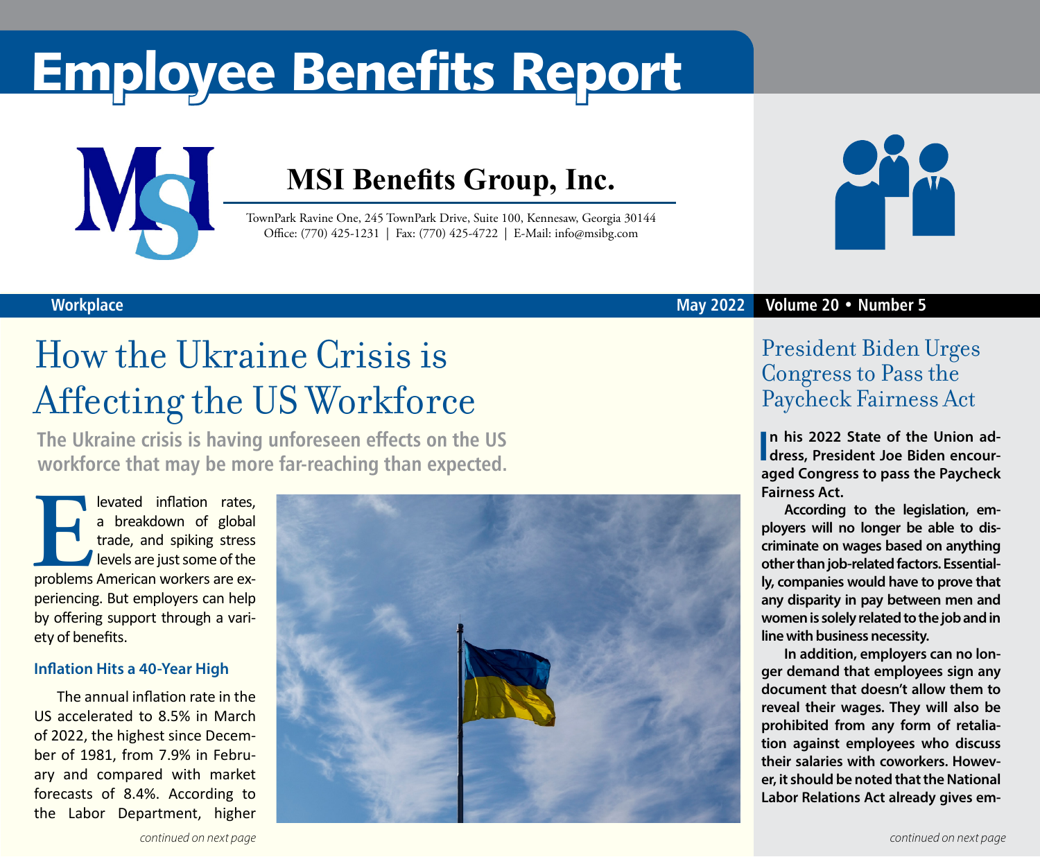# Employee Benefits Report

## MSI Benefits Group, Inc.

TownPark Ravine One, 245 TownPark Drive, Suite 100, Kennesaw, Georgia 30144
Office: (770) 425-1231 | Fax: (770) 425-4722 | E-Mail: info@msibg.com

Workplace — May 2022 — Volume 20 • Number 5

# How the Ukraine Crisis is Affecting the US Workforce

**The Ukraine crisis is having unforeseen effects on the US workforce that may be more far-reaching than expected.**

Elevated inflation rates, a breakdown of global trade, and spiking stress levels are just some of the problems American workers are experiencing. But employers can help by offering support through a variety of benefits.

### Inflation Hits a 40-Year High

The annual inflation rate in the US accelerated to 8.5% in March of 2022, the highest since December of 1981, from 7.9% in February and compared with market forecasts of 8.4%. According to the Labor Department, higher

*continued on next page*

# President Biden Urges Congress to Pass the Paycheck Fairness Act

**In his 2022 State of the Union address, President Joe Biden encouraged Congress to pass the Paycheck Fairness Act.**

**According to the legislation, employers will no longer be able to discriminate on wages based on anything other than job-related factors. Essentially, companies would have to prove that any disparity in pay between men and women is solely related to the job and in line with business necessity.**

**In addition, employers can no longer demand that employees sign any document that doesn't allow them to reveal their wages. They will also be prohibited from any form of retaliation against employees who discuss their salaries with coworkers. However, it should be noted that the National Labor Relations Act already gives em-**

*continued on next page*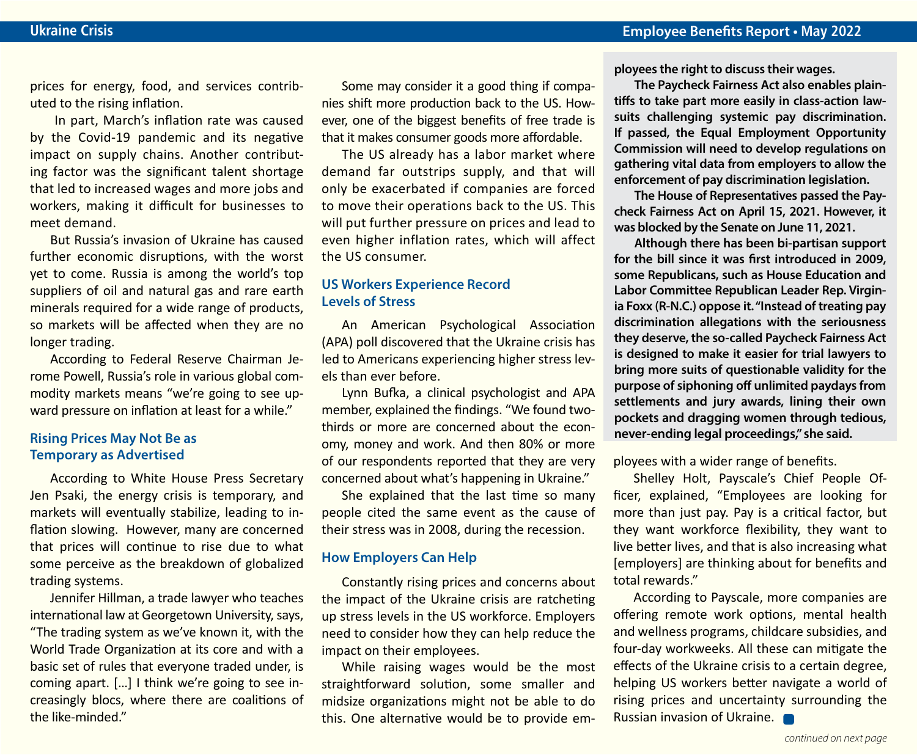prices for energy, food, and services contributed to the rising inflation.

In part, March's inflation rate was caused by the Covid-19 pandemic and its negative impact on supply chains. Another contributing factor was the significant talent shortage that led to increased wages and more jobs and workers, making it difficult for businesses to meet demand.

But Russia's invasion of Ukraine has caused further economic disruptions, with the worst yet to come. Russia is among the world's top suppliers of oil and natural gas and rare earth minerals required for a wide range of products, so markets will be affected when they are no longer trading.

According to Federal Reserve Chairman Jerome Powell, Russia's role in various global commodity markets means "we're going to see upward pressure on inflation at least for a while."

## Rising Prices May Not Be as Temporary as Advertised

According to White House Press Secretary Jen Psaki, the energy crisis is temporary, and markets will eventually stabilize, leading to inflation slowing. However, many are concerned that prices will continue to rise due to what some perceive as the breakdown of globalized trading systems.

Jennifer Hillman, a trade lawyer who teaches international law at Georgetown University, says, "The trading system as we've known it, with the World Trade Organization at its core and with a basic set of rules that everyone traded under, is coming apart. […] I think we're going to see increasingly blocs, where there are coalitions of the like-minded."

Some may consider it a good thing if companies shift more production back to the US. However, one of the biggest benefits of free trade is that it makes consumer goods more affordable.

The US already has a labor market where demand far outstrips supply, and that will only be exacerbated if companies are forced to move their operations back to the US. This will put further pressure on prices and lead to even higher inflation rates, which will affect the US consumer.

## US Workers Experience Record Levels of Stress

An American Psychological Association (APA) poll discovered that the Ukraine crisis has led to Americans experiencing higher stress levels than ever before.

Lynn Bufka, a clinical psychologist and APA member, explained the findings. "We found two-thirds or more are concerned about the economy, money and work. And then 80% or more of our respondents reported that they are very concerned about what's happening in Ukraine."

She explained that the last time so many people cited the same event as the cause of their stress was in 2008, during the recession.

## How Employers Can Help

Constantly rising prices and concerns about the impact of the Ukraine crisis are ratcheting up stress levels in the US workforce. Employers need to consider how they can help reduce the impact on their employees.

While raising wages would be the most straightforward solution, some smaller and midsize organizations might not be able to do this. One alternative would be to provide employees with a wider range of benefits.

Shelley Holt, Payscale's Chief People Officer, explained, "Employees are looking for more than just pay. Pay is a critical factor, but they want workforce flexibility, they want to live better lives, and that is also increasing what [employers] are thinking about for benefits and total rewards."

According to Payscale, more companies are offering remote work options, mental health and wellness programs, childcare subsidies, and four-day workweeks. All these can mitigate the effects of the Ukraine crisis to a certain degree, helping US workers better navigate a world of rising prices and uncertainty surrounding the Russian invasion of Ukraine.

**ployees the right to discuss their wages.**

**The Paycheck Fairness Act also enables plaintiffs to take part more easily in class-action lawsuits challenging systemic pay discrimination. If passed, the Equal Employment Opportunity Commission will need to develop regulations on gathering vital data from employers to allow the enforcement of pay discrimination legislation.**

**The House of Representatives passed the Paycheck Fairness Act on April 15, 2021. However, it was blocked by the Senate on June 11, 2021.**

**Although there has been bi-partisan support for the bill since it was first introduced in 2009, some Republicans, such as House Education and Labor Committee Republican Leader Rep. Virginia Foxx (R-N.C.) oppose it. "Instead of treating pay discrimination allegations with the seriousness they deserve, the so-called Paycheck Fairness Act is designed to make it easier for trial lawyers to bring more suits of questionable validity for the purpose of siphoning off unlimited paydays from settlements and jury awards, lining their own pockets and dragging women through tedious, never-ending legal proceedings," she said.**

*continued on next page*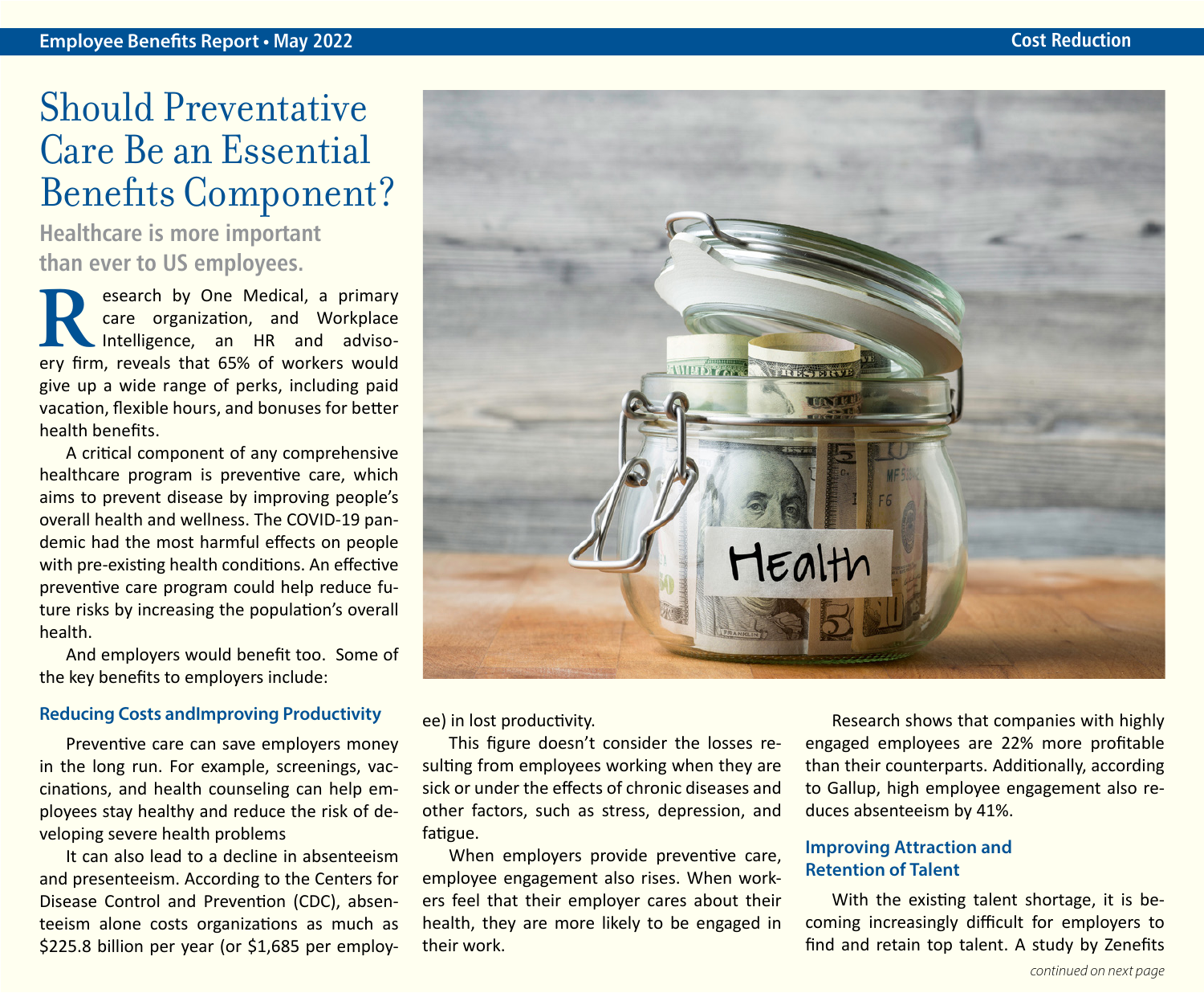# Should Preventative Care Be an Essential Benefits Component?

**Healthcare is more important than ever to US employees.**

Research by One Medical, a primary care organization, and Workplace Intelligence, an HR and advisory firm, reveals that 65% of workers would give up a wide range of perks, including paid vacation, flexible hours, and bonuses for better health benefits.

A critical component of any comprehensive healthcare program is preventive care, which aims to prevent disease by improving people's overall health and wellness. The COVID-19 pandemic had the most harmful effects on people with pre-existing health conditions. An effective preventive care program could help reduce future risks by increasing the population's overall health.

And employers would benefit too. Some of the key benefits to employers include:

### Reducing Costs andImproving Productivity

Preventive care can save employers money in the long run. For example, screenings, vaccinations, and health counseling can help employees stay healthy and reduce the risk of developing severe health problems

It can also lead to a decline in absenteeism and presenteeism. According to the Centers for Disease Control and Prevention (CDC), absenteeism alone costs organizations as much as $225.8 billion per year (or $1,685 per employee) in lost productivity.

This figure doesn't consider the losses resulting from employees working when they are sick or under the effects of chronic diseases and other factors, such as stress, depression, and fatigue.

When employers provide preventive care, employee engagement also rises. When workers feel that their employer cares about their health, they are more likely to be engaged in their work.

Research shows that companies with highly engaged employees are 22% more profitable than their counterparts. Additionally, according to Gallup, high employee engagement also reduces absenteeism by 41%.

### Improving Attraction and Retention of Talent

With the existing talent shortage, it is becoming increasingly difficult for employers to find and retain top talent. A study by Zenefits

*continued on next page*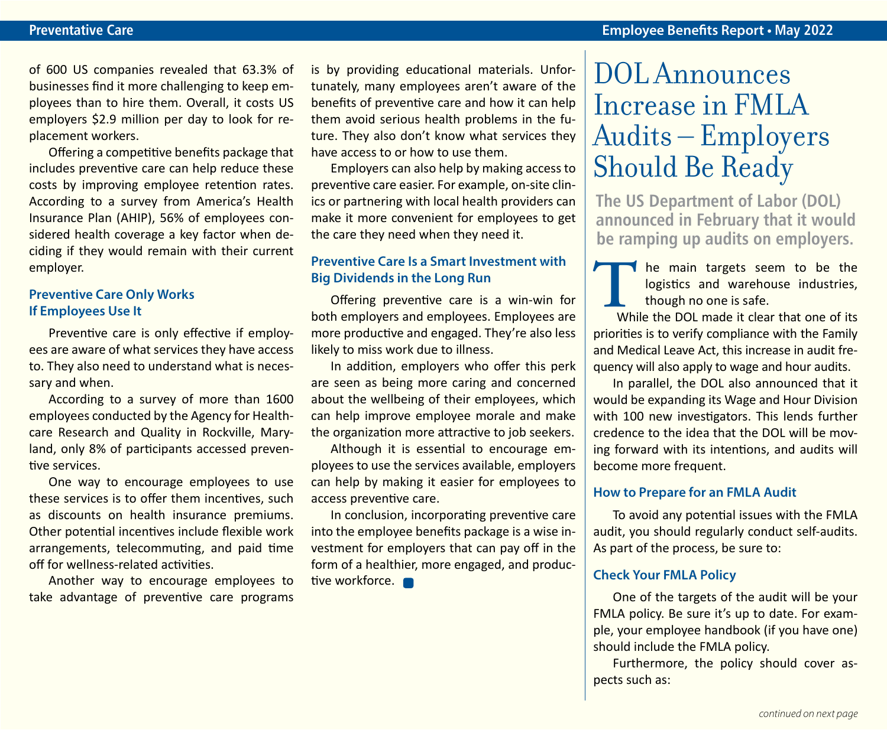of 600 US companies revealed that 63.3% of businesses find it more challenging to keep employees than to hire them. Overall, it costs US employers $2.9 million per day to look for replacement workers.

Offering a competitive benefits package that includes preventive care can help reduce these costs by improving employee retention rates. According to a survey from America's Health Insurance Plan (AHIP), 56% of employees considered health coverage a key factor when deciding if they would remain with their current employer.

### Preventive Care Only Works If Employees Use It

Preventive care is only effective if employees are aware of what services they have access to. They also need to understand what is necessary and when.

According to a survey of more than 1600 employees conducted by the Agency for Healthcare Research and Quality in Rockville, Maryland, only 8% of participants accessed preventive services.

One way to encourage employees to use these services is to offer them incentives, such as discounts on health insurance premiums. Other potential incentives include flexible work arrangements, telecommuting, and paid time off for wellness-related activities.

Another way to encourage employees to take advantage of preventive care programs is by providing educational materials. Unfortunately, many employees aren't aware of the benefits of preventive care and how it can help them avoid serious health problems in the future. They also don't know what services they have access to or how to use them.

Employers can also help by making access to preventive care easier. For example, on-site clinics or partnering with local health providers can make it more convenient for employees to get the care they need when they need it.

### Preventive Care Is a Smart Investment with Big Dividends in the Long Run

Offering preventive care is a win-win for both employers and employees. Employees are more productive and engaged. They're also less likely to miss work due to illness.

In addition, employers who offer this perk are seen as being more caring and concerned about the wellbeing of their employees, which can help improve employee morale and make the organization more attractive to job seekers.

Although it is essential to encourage employees to use the services available, employers can help by making it easier for employees to access preventive care.

In conclusion, incorporating preventive care into the employee benefits package is a wise investment for employers that can pay off in the form of a healthier, more engaged, and productive workforce.

# DOL Announces Increase in FMLA Audits – Employers Should Be Ready

**The US Department of Labor (DOL) announced in February that it would be ramping up audits on employers.**

The main targets seem to be the logistics and warehouse industries, though no one is safe.

While the DOL made it clear that one of its priorities is to verify compliance with the Family and Medical Leave Act, this increase in audit frequency will also apply to wage and hour audits.

In parallel, the DOL also announced that it would be expanding its Wage and Hour Division with 100 new investigators. This lends further credence to the idea that the DOL will be moving forward with its intentions, and audits will become more frequent.

### How to Prepare for an FMLA Audit

To avoid any potential issues with the FMLA audit, you should regularly conduct self-audits. As part of the process, be sure to:

### Check Your FMLA Policy

One of the targets of the audit will be your FMLA policy. Be sure it's up to date. For example, your employee handbook (if you have one) should include the FMLA policy.

Furthermore, the policy should cover aspects such as:

*continued on next page*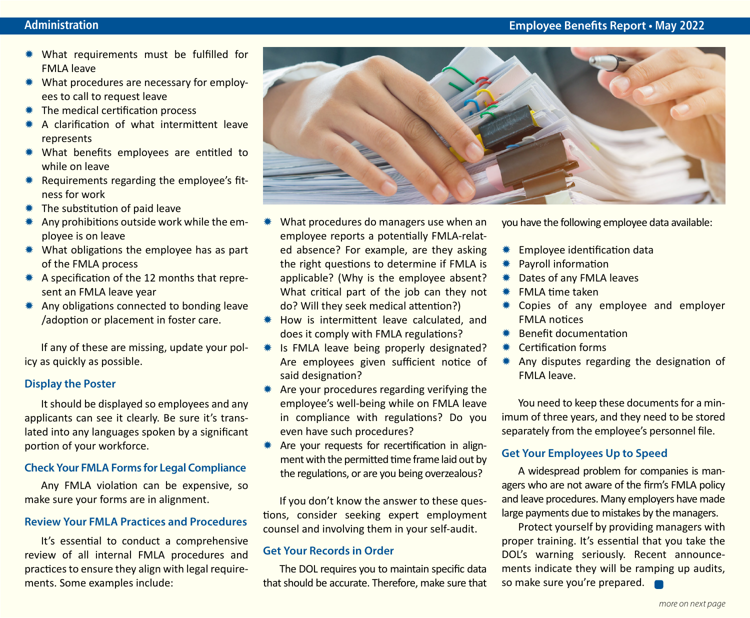- What requirements must be fulfilled for FMLA leave
- What procedures are necessary for employees to call to request leave
- The medical certification process
- A clarification of what intermittent leave represents
- What benefits employees are entitled to while on leave
- Requirements regarding the employee's fitness for work
- The substitution of paid leave
- Any prohibitions outside work while the employee is on leave
- What obligations the employee has as part of the FMLA process
- A specification of the 12 months that represent an FMLA leave year
- Any obligations connected to bonding leave /adoption or placement in foster care.

If any of these are missing, update your policy as quickly as possible.

### Display the Poster

It should be displayed so employees and any applicants can see it clearly. Be sure it's translated into any languages spoken by a significant portion of your workforce.

### Check Your FMLA Forms for Legal Compliance

Any FMLA violation can be expensive, so make sure your forms are in alignment.

### Review Your FMLA Practices and Procedures

It's essential to conduct a comprehensive review of all internal FMLA procedures and practices to ensure they align with legal requirements. Some examples include:

- What procedures do managers use when an employee reports a potentially FMLA-related absence? For example, are they asking the right questions to determine if FMLA is applicable? (Why is the employee absent? What critical part of the job can they not do? Will they seek medical attention?)
- How is intermittent leave calculated, and does it comply with FMLA regulations?
- Is FMLA leave being properly designated? Are employees given sufficient notice of said designation?
- Are your procedures regarding verifying the employee's well-being while on FMLA leave in compliance with regulations? Do you even have such procedures?
- Are your requests for recertification in alignment with the permitted time frame laid out by the regulations, or are you being overzealous?

If you don't know the answer to these questions, consider seeking expert employment counsel and involving them in your self-audit.

### Get Your Records in Order

The DOL requires you to maintain specific data that should be accurate. Therefore, make sure that you have the following employee data available:

- Employee identification data
- Payroll information
- Dates of any FMLA leaves
- FMLA time taken
- Copies of any employee and employer FMLA notices
- Benefit documentation
- Certification forms
- Any disputes regarding the designation of FMLA leave.

You need to keep these documents for a minimum of three years, and they need to be stored separately from the employee's personnel file.

### Get Your Employees Up to Speed

A widespread problem for companies is managers who are not aware of the firm's FMLA policy and leave procedures. Many employers have made large payments due to mistakes by the managers.

Protect yourself by providing managers with proper training. It's essential that you take the DOL's warning seriously. Recent announcements indicate they will be ramping up audits, so make sure you're prepared.

*more on next page*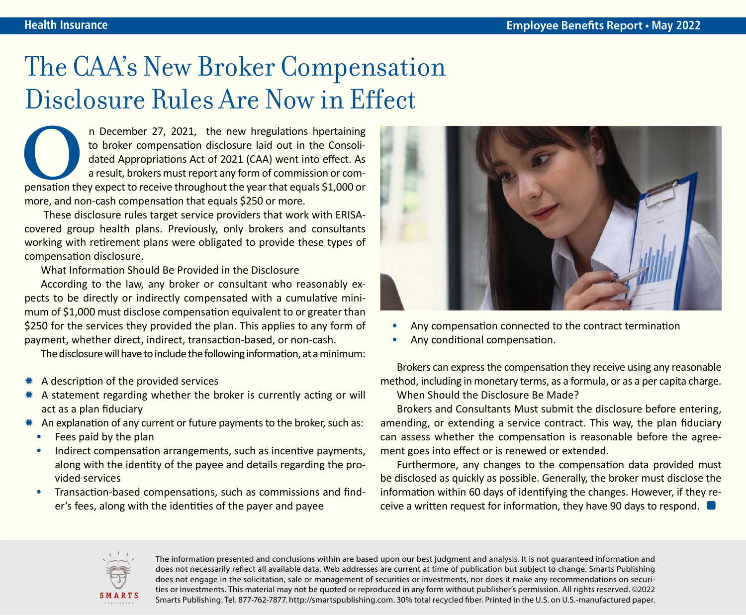# The CAA's New Broker Compensation Disclosure Rules Are Now in Effect

On December 27, 2021, the new hregulations hpertaining to broker compensation disclosure laid out in the Consolidated Appropriations Act of 2021 (CAA) went into effect. As a result, brokers must report any form of commission or compensation they expect to receive throughout the year that equals $1,000 or more, and non-cash compensation that equals $250 or more.

These disclosure rules target service providers that work with ERISA-covered group health plans. Previously, only brokers and consultants working with retirement plans were obligated to provide these types of compensation disclosure.

What Information Should Be Provided in the Disclosure

According to the law, any broker or consultant who reasonably expects to be directly or indirectly compensated with a cumulative minimum of $1,000 must disclose compensation equivalent to or greater than $250 for the services they provided the plan. This applies to any form of payment, whether direct, indirect, transaction-based, or non-cash.

The disclosure will have to include the following information, at a minimum:

- A description of the provided services
- A statement regarding whether the broker is currently acting or will act as a plan fiduciary
- An explanation of any current or future payments to the broker, such as:
  - Fees paid by the plan
  - Indirect compensation arrangements, such as incentive payments, along with the identity of the payee and details regarding the provided services
  - Transaction-based compensations, such as commissions and finder's fees, along with the identities of the payer and payee
  - Any compensation connected to the contract termination
  - Any conditional compensation.

Brokers can express the compensation they receive using any reasonable method, including in monetary terms, as a formula, or as a per capita charge.

When Should the Disclosure Be Made?

Brokers and Consultants Must submit the disclosure before entering, amending, or extending a service contract. This way, the plan fiduciary can assess whether the compensation is reasonable before the agreement goes into effect or is renewed or extended.

Furthermore, any changes to the compensation data provided must be disclosed as quickly as possible. Generally, the broker must disclose the information within 60 days of identifying the changes. However, if they receive a written request for information, they have 90 days to respond.

The information presented and conclusions within are based upon our best judgment and analysis. It is not guaranteed information and does not necessarily reflect all available data. Web addresses are current at time of publication but subject to change. Smarts Publishing does not engage in the solicitation, sale or management of securities or investments, nor does it make any recommendations on securities or investments. This material may not be quoted or reproduced in any form without publisher's permission. All rights reserved. ©2022 Smarts Publishing. Tel. 877-762-7877. http://smartspublishing.com. 30% total recycled fiber. Printed in the U.S. on U.S.-manufactured paper.